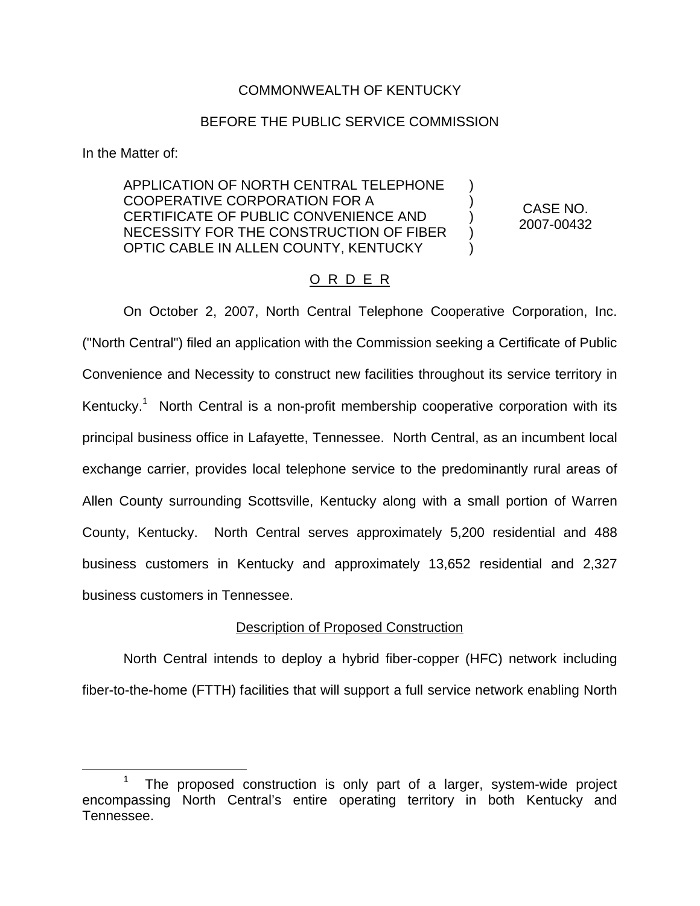COMMONWEALTH OF KENTUCKY

BEFORE THE PUBLIC SERVICE COMMISSION

In the Matter of:

| | | |
|---|---|---|
| APPLICATION OF NORTH CENTRAL TELEPHONE COOPERATIVE CORPORATION FOR A CERTIFICATE OF PUBLIC CONVENIENCE AND NECESSITY FOR THE CONSTRUCTION OF FIBER OPTIC CABLE IN ALLEN COUNTY, KENTUCKY | ) ) ) ) ) | CASE NO. 2007-00432 |

## O R D E R

On October 2, 2007, North Central Telephone Cooperative Corporation, Inc. ("North Central") filed an application with the Commission seeking a Certificate of Public Convenience and Necessity to construct new facilities throughout its service territory in Kentucky.[1] North Central is a non-profit membership cooperative corporation with its principal business office in Lafayette, Tennessee. North Central, as an incumbent local exchange carrier, provides local telephone service to the predominantly rural areas of Allen County surrounding Scottsville, Kentucky along with a small portion of Warren County, Kentucky. North Central serves approximately 5,200 residential and 488 business customers in Kentucky and approximately 13,652 residential and 2,327 business customers in Tennessee.

### Description of Proposed Construction

North Central intends to deploy a hybrid fiber-copper (HFC) network including fiber-to-the-home (FTTH) facilities that will support a full service network enabling North

[1] The proposed construction is only part of a larger, system-wide project encompassing North Central's entire operating territory in both Kentucky and Tennessee.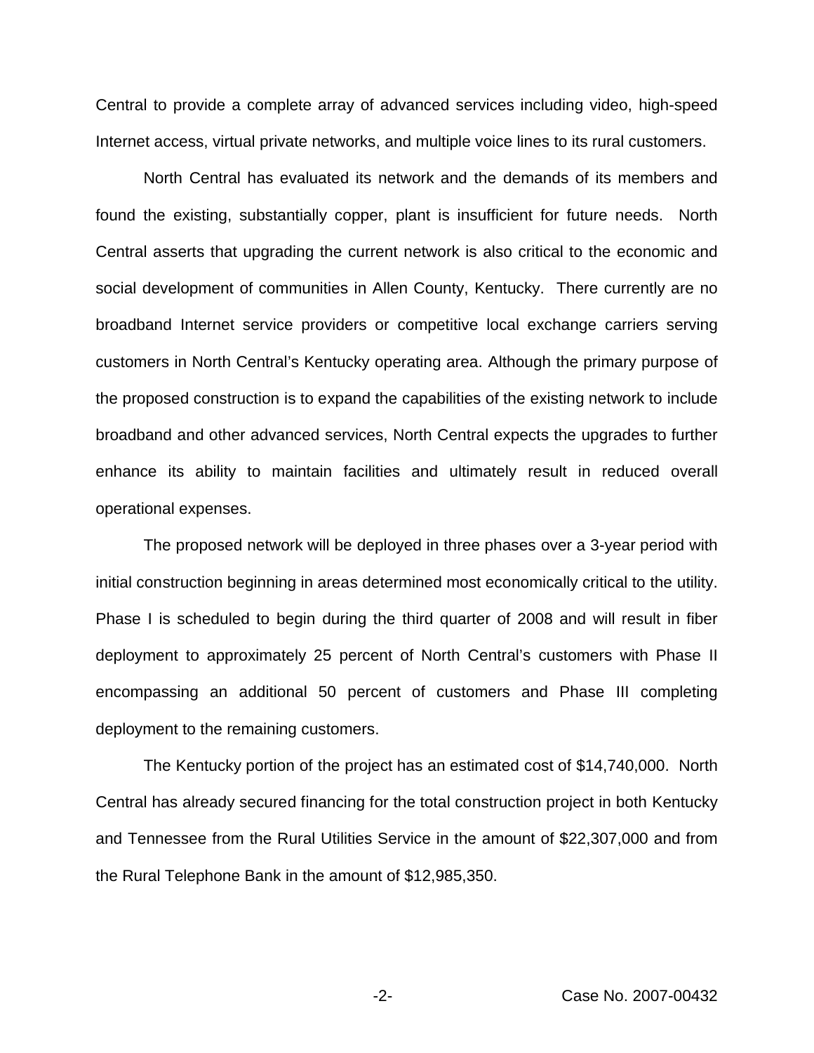Central to provide a complete array of advanced services including video, high-speed Internet access, virtual private networks, and multiple voice lines to its rural customers.

North Central has evaluated its network and the demands of its members and found the existing, substantially copper, plant is insufficient for future needs. North Central asserts that upgrading the current network is also critical to the economic and social development of communities in Allen County, Kentucky. There currently are no broadband Internet service providers or competitive local exchange carriers serving customers in North Central's Kentucky operating area. Although the primary purpose of the proposed construction is to expand the capabilities of the existing network to include broadband and other advanced services, North Central expects the upgrades to further enhance its ability to maintain facilities and ultimately result in reduced overall operational expenses.

The proposed network will be deployed in three phases over a 3-year period with initial construction beginning in areas determined most economically critical to the utility. Phase I is scheduled to begin during the third quarter of 2008 and will result in fiber deployment to approximately 25 percent of North Central's customers with Phase II encompassing an additional 50 percent of customers and Phase III completing deployment to the remaining customers.

The Kentucky portion of the project has an estimated cost of $14,740,000. North Central has already secured financing for the total construction project in both Kentucky and Tennessee from the Rural Utilities Service in the amount of $22,307,000 and from the Rural Telephone Bank in the amount of $12,985,350.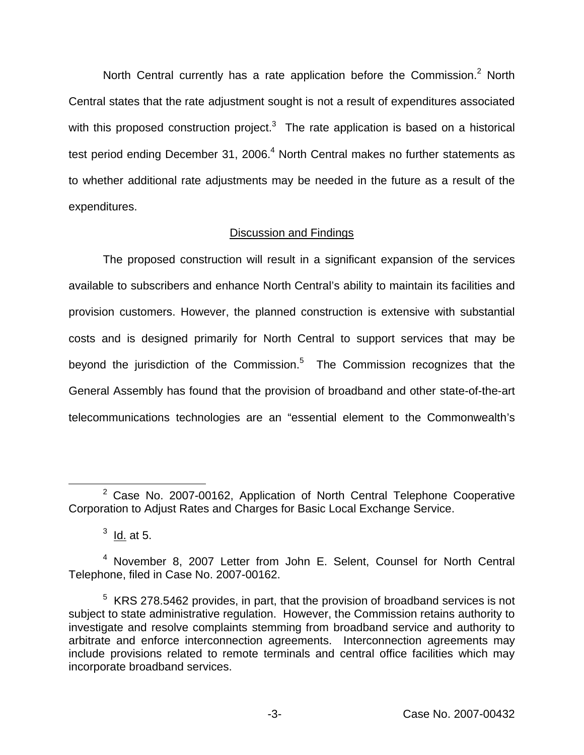North Central currently has a rate application before the Commission.[2] North Central states that the rate adjustment sought is not a result of expenditures associated with this proposed construction project.[3] The rate application is based on a historical test period ending December 31, 2006.[4] North Central makes no further statements as to whether additional rate adjustments may be needed in the future as a result of the expenditures.

## Discussion and Findings

The proposed construction will result in a significant expansion of the services available to subscribers and enhance North Central's ability to maintain its facilities and provision customers. However, the planned construction is extensive with substantial costs and is designed primarily for North Central to support services that may be beyond the jurisdiction of the Commission.[5] The Commission recognizes that the General Assembly has found that the provision of broadband and other state-of-the-art telecommunications technologies are an "essential element to the Commonwealth's

---

[2] Case No. 2007-00162, Application of North Central Telephone Cooperative Corporation to Adjust Rates and Charges for Basic Local Exchange Service.

[3] Id. at 5.

[4] November 8, 2007 Letter from John E. Selent, Counsel for North Central Telephone, filed in Case No. 2007-00162.

[5] KRS 278.5462 provides, in part, that the provision of broadband services is not subject to state administrative regulation. However, the Commission retains authority to investigate and resolve complaints stemming from broadband service and authority to arbitrate and enforce interconnection agreements. Interconnection agreements may include provisions related to remote terminals and central office facilities which may incorporate broadband services.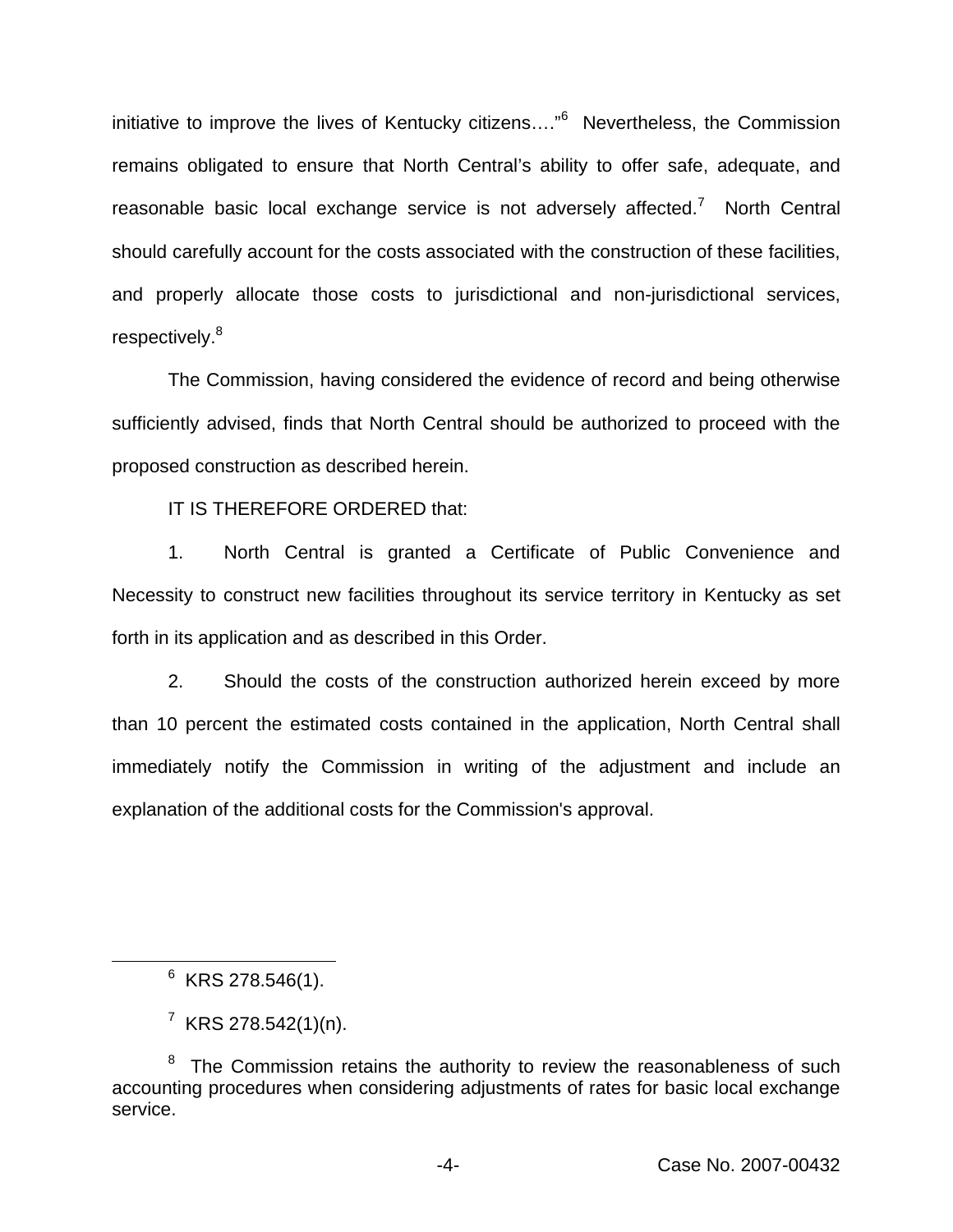initiative to improve the lives of Kentucky citizens…."[6] Nevertheless, the Commission remains obligated to ensure that North Central's ability to offer safe, adequate, and reasonable basic local exchange service is not adversely affected.[7] North Central should carefully account for the costs associated with the construction of these facilities, and properly allocate those costs to jurisdictional and non-jurisdictional services, respectively.[8]

The Commission, having considered the evidence of record and being otherwise sufficiently advised, finds that North Central should be authorized to proceed with the proposed construction as described herein.

IT IS THEREFORE ORDERED that:

1. North Central is granted a Certificate of Public Convenience and Necessity to construct new facilities throughout its service territory in Kentucky as set forth in its application and as described in this Order.

2. Should the costs of the construction authorized herein exceed by more than 10 percent the estimated costs contained in the application, North Central shall immediately notify the Commission in writing of the adjustment and include an explanation of the additional costs for the Commission's approval.

---

[6] KRS 278.546(1).

[7] KRS 278.542(1)(n).

[8] The Commission retains the authority to review the reasonableness of such accounting procedures when considering adjustments of rates for basic local exchange service.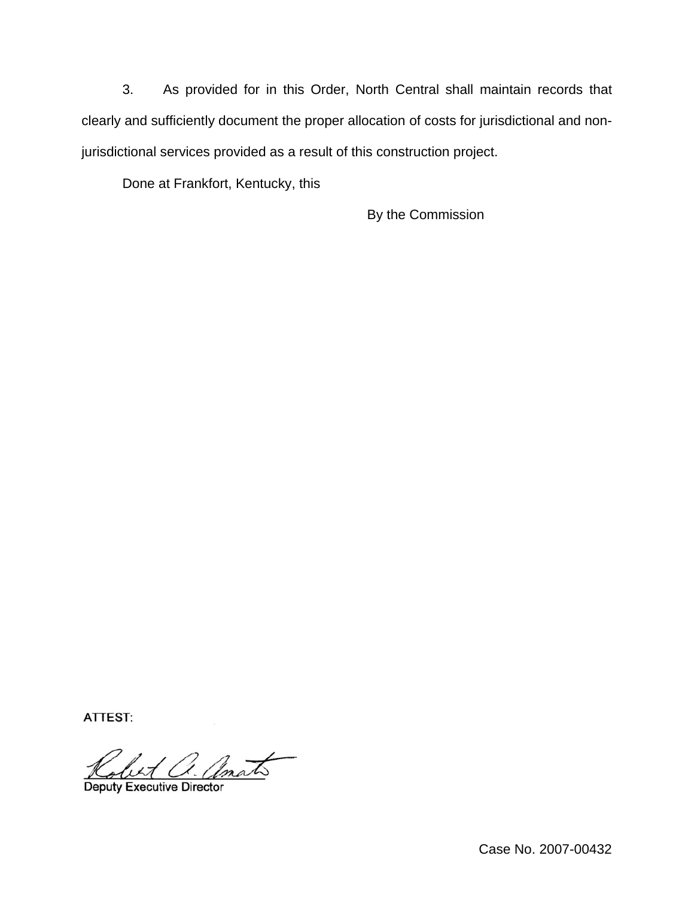3. As provided for in this Order, North Central shall maintain records that clearly and sufficiently document the proper allocation of costs for jurisdictional and non-jurisdictional services provided as a result of this construction project.

Done at Frankfort, Kentucky, this

By the Commission

ATTEST:

Robert A. Amato

Deputy Executive Director

Case No. 2007-00432